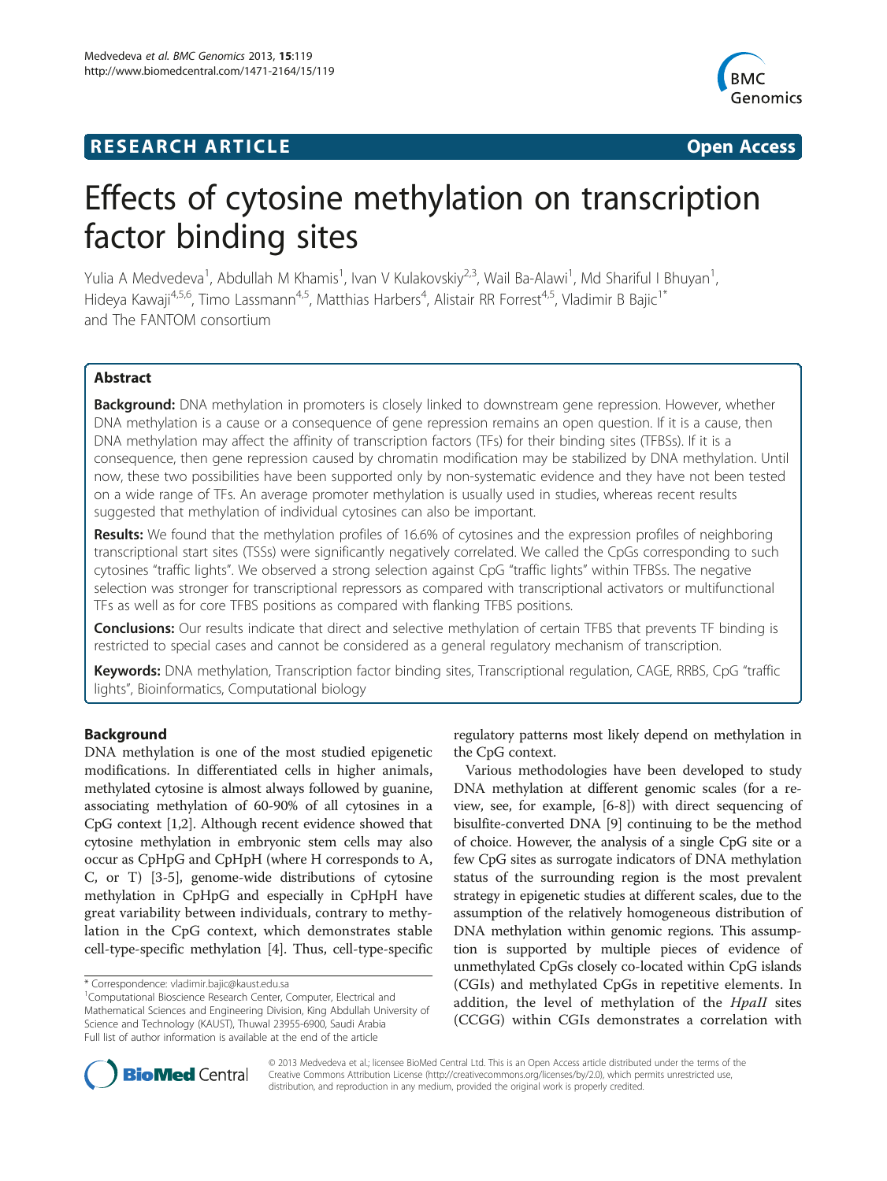**RESEARCH ARTICLE** **Open Access**

# Effects of cytosine methylation on transcription factor binding sites

Yulia A Medvedeva[1], Abdullah M Khamis[1], Ivan V Kulakovskiy[2,3], Wail Ba-Alawi[1], Md Shariful I Bhuyan[1], Hideya Kawaji[4,5,6], Timo Lassmann[4,5], Matthias Harbers[4], Alistair RR Forrest[4,5], Vladimir B Bajic[1*] and The FANTOM consortium

## Abstract

**Background:** DNA methylation in promoters is closely linked to downstream gene repression. However, whether DNA methylation is a cause or a consequence of gene repression remains an open question. If it is a cause, then DNA methylation may affect the affinity of transcription factors (TFs) for their binding sites (TFBSs). If it is a consequence, then gene repression caused by chromatin modification may be stabilized by DNA methylation. Until now, these two possibilities have been supported only by non-systematic evidence and they have not been tested on a wide range of TFs. An average promoter methylation is usually used in studies, whereas recent results suggested that methylation of individual cytosines can also be important.

**Results:** We found that the methylation profiles of 16.6% of cytosines and the expression profiles of neighboring transcriptional start sites (TSSs) were significantly negatively correlated. We called the CpGs corresponding to such cytosines "traffic lights". We observed a strong selection against CpG "traffic lights" within TFBSs. The negative selection was stronger for transcriptional repressors as compared with transcriptional activators or multifunctional TFs as well as for core TFBS positions as compared with flanking TFBS positions.

**Conclusions:** Our results indicate that direct and selective methylation of certain TFBS that prevents TF binding is restricted to special cases and cannot be considered as a general regulatory mechanism of transcription.

**Keywords:** DNA methylation, Transcription factor binding sites, Transcriptional regulation, CAGE, RRBS, CpG "traffic lights", Bioinformatics, Computational biology

## Background

DNA methylation is one of the most studied epigenetic modifications. In differentiated cells in higher animals, methylated cytosine is almost always followed by guanine, associating methylation of 60-90% of all cytosines in a CpG context [1,2]. Although recent evidence showed that cytosine methylation in embryonic stem cells may also occur as CpHpG and CpHpH (where H corresponds to A, C, or T) [3-5], genome-wide distributions of cytosine methylation in CpHpG and especially in CpHpH have great variability between individuals, contrary to methylation in the CpG context, which demonstrates stable cell-type-specific methylation [4]. Thus, cell-type-specific regulatory patterns most likely depend on methylation in the CpG context.

Various methodologies have been developed to study DNA methylation at different genomic scales (for a review, see, for example, [6-8]) with direct sequencing of bisulfite-converted DNA [9] continuing to be the method of choice. However, the analysis of a single CpG site or a few CpG sites as surrogate indicators of DNA methylation status of the surrounding region is the most prevalent strategy in epigenetic studies at different scales, due to the assumption of the relatively homogeneous distribution of DNA methylation within genomic regions. This assumption is supported by multiple pieces of evidence of unmethylated CpGs closely co-located within CpG islands (CGIs) and methylated CpGs in repetitive elements. In addition, the level of methylation of the *HpaII* sites (CCGG) within CGIs demonstrates a correlation with

\* Correspondence: vladimir.bajic@kaust.edu.sa
[1]Computational Bioscience Research Center, Computer, Electrical and Mathematical Sciences and Engineering Division, King Abdullah University of Science and Technology (KAUST), Thuwal 23955-6900, Saudi Arabia
Full list of author information is available at the end of the article

© 2013 Medvedeva et al.; licensee BioMed Central Ltd. This is an Open Access article distributed under the terms of the Creative Commons Attribution License (http://creativecommons.org/licenses/by/2.0), which permits unrestricted use, distribution, and reproduction in any medium, provided the original work is properly cited.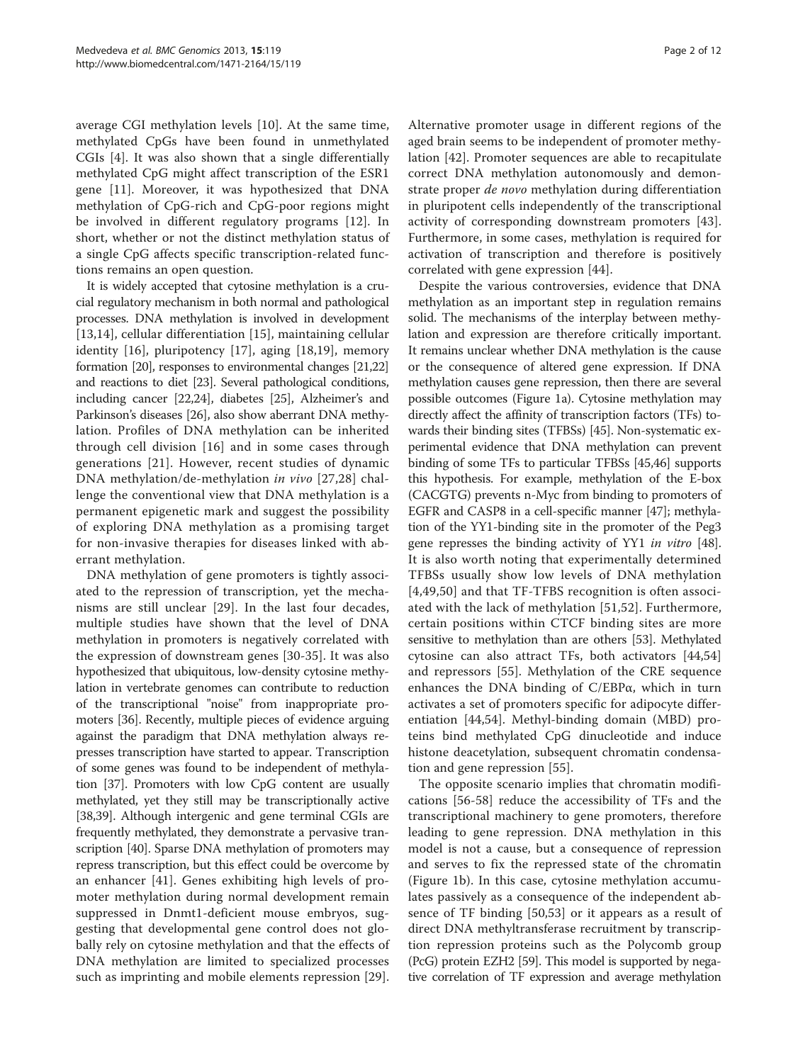average CGI methylation levels [10]. At the same time, methylated CpGs have been found in unmethylated CGIs [4]. It was also shown that a single differentially methylated CpG might affect transcription of the ESR1 gene [11]. Moreover, it was hypothesized that DNA methylation of CpG-rich and CpG-poor regions might be involved in different regulatory programs [12]. In short, whether or not the distinct methylation status of a single CpG affects specific transcription-related functions remains an open question.

It is widely accepted that cytosine methylation is a crucial regulatory mechanism in both normal and pathological processes. DNA methylation is involved in development [13,14], cellular differentiation [15], maintaining cellular identity [16], pluripotency [17], aging [18,19], memory formation [20], responses to environmental changes [21,22] and reactions to diet [23]. Several pathological conditions, including cancer [22,24], diabetes [25], Alzheimer's and Parkinson's diseases [26], also show aberrant DNA methylation. Profiles of DNA methylation can be inherited through cell division [16] and in some cases through generations [21]. However, recent studies of dynamic DNA methylation/de-methylation *in vivo* [27,28] challenge the conventional view that DNA methylation is a permanent epigenetic mark and suggest the possibility of exploring DNA methylation as a promising target for non-invasive therapies for diseases linked with aberrant methylation.

DNA methylation of gene promoters is tightly associated to the repression of transcription, yet the mechanisms are still unclear [29]. In the last four decades, multiple studies have shown that the level of DNA methylation in promoters is negatively correlated with the expression of downstream genes [30-35]. It was also hypothesized that ubiquitous, low-density cytosine methylation in vertebrate genomes can contribute to reduction of the transcriptional "noise" from inappropriate promoters [36]. Recently, multiple pieces of evidence arguing against the paradigm that DNA methylation always represses transcription have started to appear. Transcription of some genes was found to be independent of methylation [37]. Promoters with low CpG content are usually methylated, yet they still may be transcriptionally active [38,39]. Although intergenic and gene terminal CGIs are frequently methylated, they demonstrate a pervasive transcription [40]. Sparse DNA methylation of promoters may repress transcription, but this effect could be overcome by an enhancer [41]. Genes exhibiting high levels of promoter methylation during normal development remain suppressed in Dnmt1-deficient mouse embryos, suggesting that developmental gene control does not globally rely on cytosine methylation and that the effects of DNA methylation are limited to specialized processes such as imprinting and mobile elements repression [29]. Alternative promoter usage in different regions of the aged brain seems to be independent of promoter methylation [42]. Promoter sequences are able to recapitulate correct DNA methylation autonomously and demonstrate proper *de novo* methylation during differentiation in pluripotent cells independently of the transcriptional activity of corresponding downstream promoters [43]. Furthermore, in some cases, methylation is required for activation of transcription and therefore is positively correlated with gene expression [44].

Despite the various controversies, evidence that DNA methylation as an important step in regulation remains solid. The mechanisms of the interplay between methylation and expression are therefore critically important. It remains unclear whether DNA methylation is the cause or the consequence of altered gene expression. If DNA methylation causes gene repression, then there are several possible outcomes (Figure 1a). Cytosine methylation may directly affect the affinity of transcription factors (TFs) towards their binding sites (TFBSs) [45]. Non-systematic experimental evidence that DNA methylation can prevent binding of some TFs to particular TFBSs [45,46] supports this hypothesis. For example, methylation of the E-box (CACGTG) prevents n-Myc from binding to promoters of EGFR and CASP8 in a cell-specific manner [47]; methylation of the YY1-binding site in the promoter of the Peg3 gene represses the binding activity of YY1 *in vitro* [48]. It is also worth noting that experimentally determined TFBSs usually show low levels of DNA methylation [4,49,50] and that TF-TFBS recognition is often associated with the lack of methylation [51,52]. Furthermore, certain positions within CTCF binding sites are more sensitive to methylation than are others [53]. Methylated cytosine can also attract TFs, both activators [44,54] and repressors [55]. Methylation of the CRE sequence enhances the DNA binding of C/EBPα, which in turn activates a set of promoters specific for adipocyte differentiation [44,54]. Methyl-binding domain (MBD) proteins bind methylated CpG dinucleotide and induce histone deacetylation, subsequent chromatin condensation and gene repression [55].

The opposite scenario implies that chromatin modifications [56-58] reduce the accessibility of TFs and the transcriptional machinery to gene promoters, therefore leading to gene repression. DNA methylation in this model is not a cause, but a consequence of repression and serves to fix the repressed state of the chromatin (Figure 1b). In this case, cytosine methylation accumulates passively as a consequence of the independent absence of TF binding [50,53] or it appears as a result of direct DNA methyltransferase recruitment by transcription repression proteins such as the Polycomb group (PcG) protein EZH2 [59]. This model is supported by negative correlation of TF expression and average methylation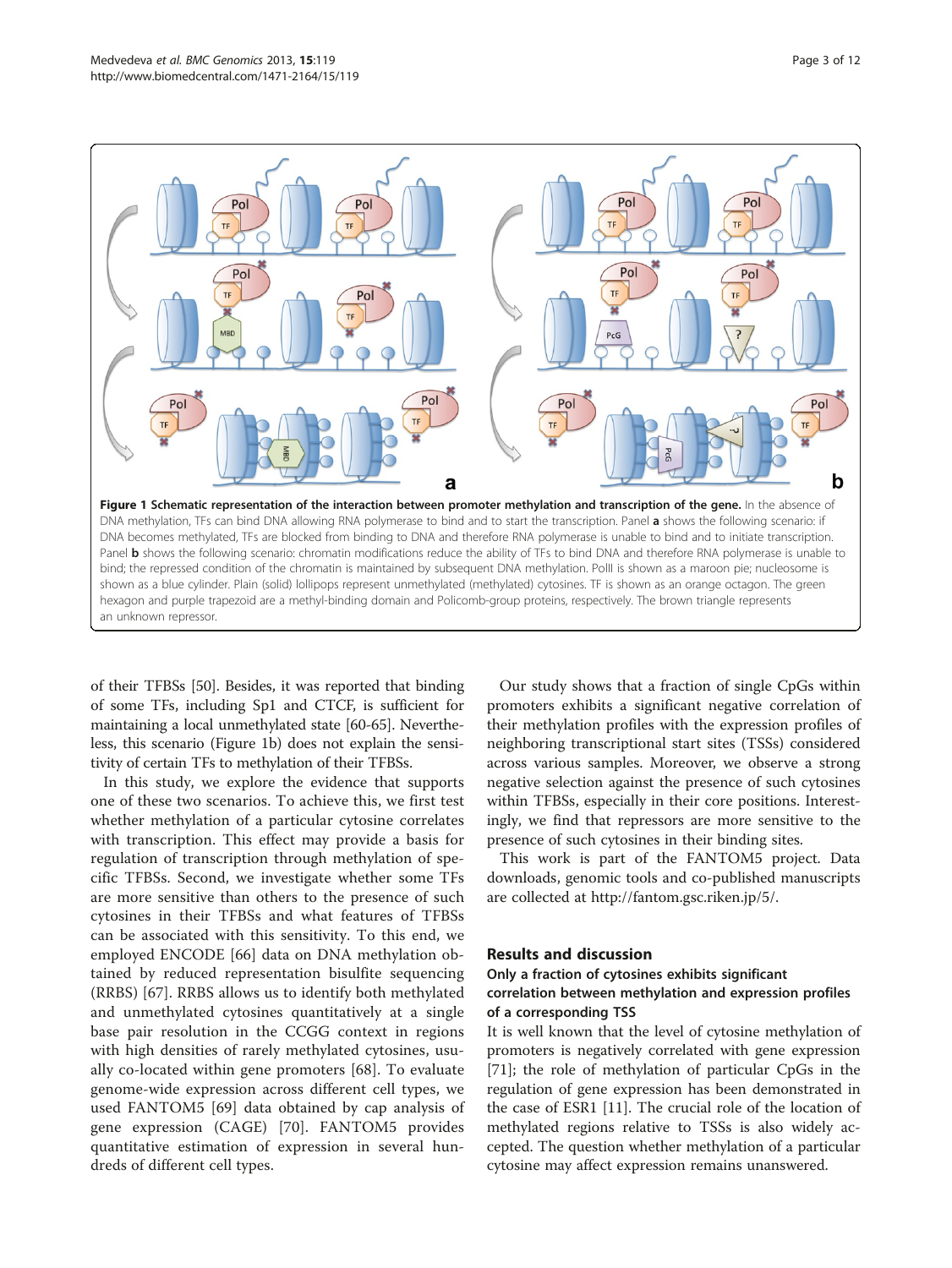**Figure 1 Schematic representation of the interaction between promoter methylation and transcription of the gene.** In the absence of DNA methylation, TFs can bind DNA allowing RNA polymerase to bind and to start the transcription. Panel **a** shows the following scenario: if DNA becomes methylated, TFs are blocked from binding to DNA and therefore RNA polymerase is unable to bind and to initiate transcription. Panel **b** shows the following scenario: chromatin modifications reduce the ability of TFs to bind DNA and therefore RNA polymerase is unable to bind; the repressed condition of the chromatin is maintained by subsequent DNA methylation. PolII is shown as a maroon pie; nucleosome is shown as a blue cylinder. Plain (solid) lollipops represent unmethylated (methylated) cytosines. TF is shown as an orange octagon. The green hexagon and purple trapezoid are a methyl-binding domain and Policomb-group proteins, respectively. The brown triangle represents an unknown repressor.

of their TFBSs [50]. Besides, it was reported that binding of some TFs, including Sp1 and CTCF, is sufficient for maintaining a local unmethylated state [60-65]. Nevertheless, this scenario (Figure 1b) does not explain the sensitivity of certain TFs to methylation of their TFBSs.

In this study, we explore the evidence that supports one of these two scenarios. To achieve this, we first test whether methylation of a particular cytosine correlates with transcription. This effect may provide a basis for regulation of transcription through methylation of specific TFBSs. Second, we investigate whether some TFs are more sensitive than others to the presence of such cytosines in their TFBSs and what features of TFBSs can be associated with this sensitivity. To this end, we employed ENCODE [66] data on DNA methylation obtained by reduced representation bisulfite sequencing (RRBS) [67]. RRBS allows us to identify both methylated and unmethylated cytosines quantitatively at a single base pair resolution in the CCGG context in regions with high densities of rarely methylated cytosines, usually co-located within gene promoters [68]. To evaluate genome-wide expression across different cell types, we used FANTOM5 [69] data obtained by cap analysis of gene expression (CAGE) [70]. FANTOM5 provides quantitative estimation of expression in several hundreds of different cell types.

Our study shows that a fraction of single CpGs within promoters exhibits a significant negative correlation of their methylation profiles with the expression profiles of neighboring transcriptional start sites (TSSs) considered across various samples. Moreover, we observe a strong negative selection against the presence of such cytosines within TFBSs, especially in their core positions. Interestingly, we find that repressors are more sensitive to the presence of such cytosines in their binding sites.

This work is part of the FANTOM5 project. Data downloads, genomic tools and co-published manuscripts are collected at http://fantom.gsc.riken.jp/5/.

## Results and discussion

### Only a fraction of cytosines exhibits significant correlation between methylation and expression profiles of a corresponding TSS

It is well known that the level of cytosine methylation of promoters is negatively correlated with gene expression [71]; the role of methylation of particular CpGs in the regulation of gene expression has been demonstrated in the case of ESR1 [11]. The crucial role of the location of methylated regions relative to TSSs is also widely accepted. The question whether methylation of a particular cytosine may affect expression remains unanswered.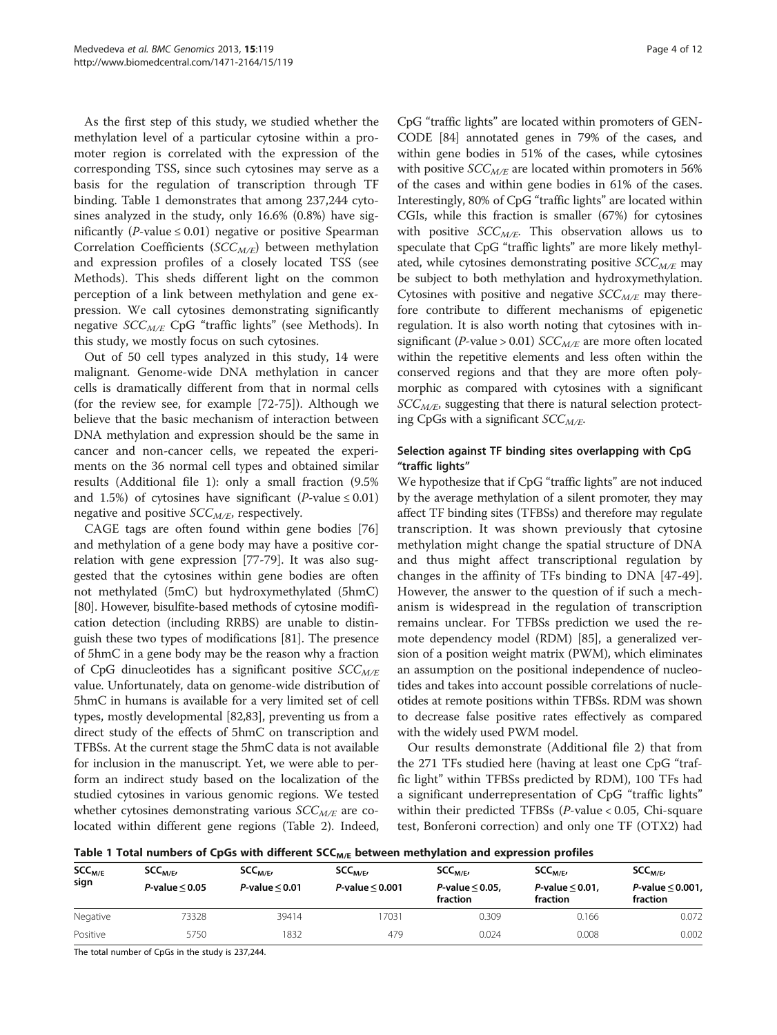As the first step of this study, we studied whether the methylation level of a particular cytosine within a promoter region is correlated with the expression of the corresponding TSS, since such cytosines may serve as a basis for the regulation of transcription through TF binding. Table 1 demonstrates that among 237,244 cytosines analyzed in the study, only 16.6% (0.8%) have significantly ($P$-value ≤ 0.01) negative or positive Spearman Correlation Coefficients ($SCC_{M/E}$) between methylation and expression profiles of a closely located TSS (see Methods). This sheds different light on the common perception of a link between methylation and gene expression. We call cytosines demonstrating significantly negative $SCC_{M/E}$ CpG "traffic lights" (see Methods). In this study, we mostly focus on such cytosines.

Out of 50 cell types analyzed in this study, 14 were malignant. Genome-wide DNA methylation in cancer cells is dramatically different from that in normal cells (for the review see, for example [72-75]). Although we believe that the basic mechanism of interaction between DNA methylation and expression should be the same in cancer and non-cancer cells, we repeated the experiments on the 36 normal cell types and obtained similar results (Additional file 1): only a small fraction (9.5% and 1.5%) of cytosines have significant ($P$-value ≤ 0.01) negative and positive $SCC_{M/E}$, respectively.

CAGE tags are often found within gene bodies [76] and methylation of a gene body may have a positive correlation with gene expression [77-79]. It was also suggested that the cytosines within gene bodies are often not methylated (5mC) but hydroxymethylated (5hmC) [80]. However, bisulfite-based methods of cytosine modification detection (including RRBS) are unable to distinguish these two types of modifications [81]. The presence of 5hmC in a gene body may be the reason why a fraction of CpG dinucleotides has a significant positive $SCC_{M/E}$ value. Unfortunately, data on genome-wide distribution of 5hmC in humans is available for a very limited set of cell types, mostly developmental [82,83], preventing us from a direct study of the effects of 5hmC on transcription and TFBSs. At the current stage the 5hmC data is not available for inclusion in the manuscript. Yet, we were able to perform an indirect study based on the localization of the studied cytosines in various genomic regions. We tested whether cytosines demonstrating various $SCC_{M/E}$ are co-located within different gene regions (Table 2). Indeed, CpG "traffic lights" are located within promoters of GENCODE [84] annotated genes in 79% of the cases, and within gene bodies in 51% of the cases, while cytosines with positive $SCC_{M/E}$ are located within promoters in 56% of the cases and within gene bodies in 61% of the cases. Interestingly, 80% of CpG "traffic lights" are located within CGIs, while this fraction is smaller (67%) for cytosines with positive $SCC_{M/E}$. This observation allows us to speculate that CpG "traffic lights" are more likely methylated, while cytosines demonstrating positive $SCC_{M/E}$ may be subject to both methylation and hydroxymethylation. Cytosines with positive and negative $SCC_{M/E}$ may therefore contribute to different mechanisms of epigenetic regulation. It is also worth noting that cytosines with insignificant ($P$-value > 0.01) $SCC_{M/E}$ are more often located within the repetitive elements and less often within the conserved regions and that they are more often polymorphic as compared with cytosines with a significant $SCC_{M/E}$, suggesting that there is natural selection protecting CpGs with a significant $SCC_{M/E}$.

### Selection against TF binding sites overlapping with CpG "traffic lights"

We hypothesize that if CpG "traffic lights" are not induced by the average methylation of a silent promoter, they may affect TF binding sites (TFBSs) and therefore may regulate transcription. It was shown previously that cytosine methylation might change the spatial structure of DNA and thus might affect transcriptional regulation by changes in the affinity of TFs binding to DNA [47-49]. However, the answer to the question of if such a mechanism is widespread in the regulation of transcription remains unclear. For TFBSs prediction we used the remote dependency model (RDM) [85], a generalized version of a position weight matrix (PWM), which eliminates an assumption on the positional independence of nucleotides and takes into account possible correlations of nucleotides at remote positions within TFBSs. RDM was shown to decrease false positive rates effectively as compared with the widely used PWM model.

Our results demonstrate (Additional file 2) that from the 271 TFs studied here (having at least one CpG "traffic light" within TFBSs predicted by RDM), 100 TFs had a significant underrepresentation of CpG "traffic lights" within their predicted TFBSs ($P$-value < 0.05, Chi-square test, Bonferoni correction) and only one TF (OTX2) had

**Table 1 Total numbers of CpGs with different $SCC_{M/E}$ between methylation and expression profiles**

| $SCC_{M/E}$ sign | $SCC_{M/E}$, $P$-value ≤ 0.05 | $SCC_{M/E}$, $P$-value ≤ 0.01 | $SCC_{M/E}$, $P$-value ≤ 0.001 | $SCC_{M/E}$, $P$-value ≤ 0.05, fraction | $SCC_{M/E}$, $P$-value ≤ 0.01, fraction | $SCC_{M/E}$, $P$-value ≤ 0.001, fraction |
|---|---|---|---|---|---|---|
| Negative | 73328 | 39414 | 17031 | 0.309 | 0.166 | 0.072 |
| Positive | 5750 | 1832 | 479 | 0.024 | 0.008 | 0.002 |

The total number of CpGs in the study is 237,244.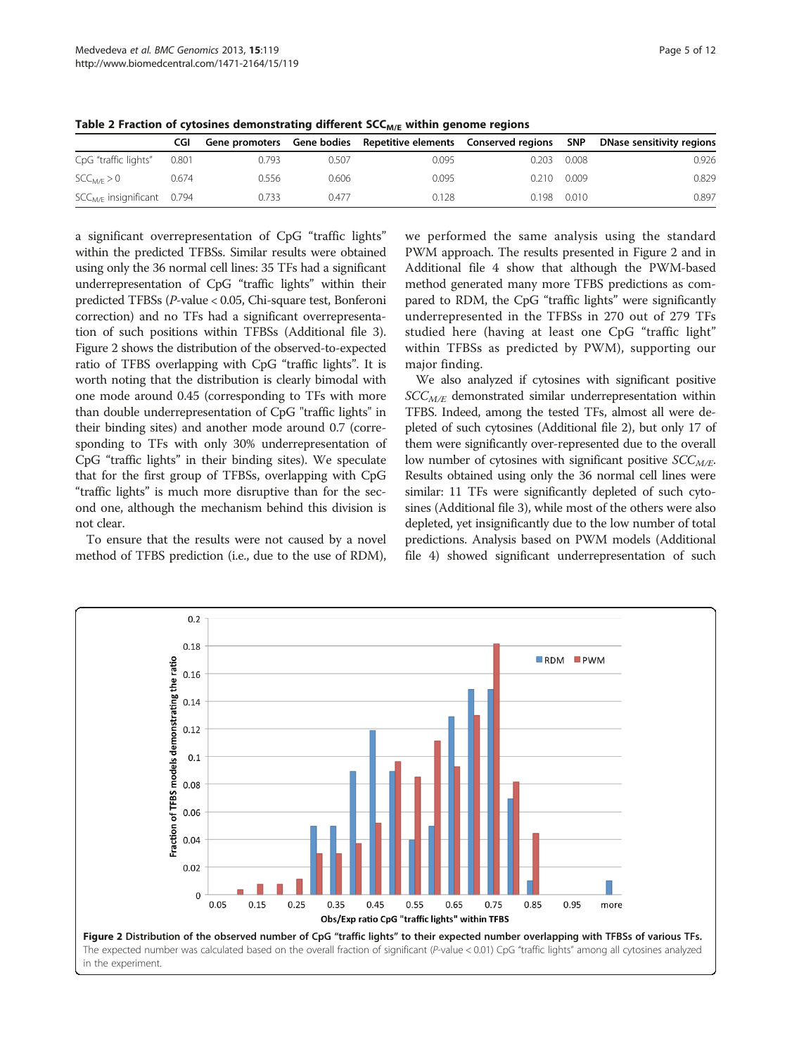**Table 2 Fraction of cytosines demonstrating different $SCC_{M/E}$ within genome regions**

| | CGI | Gene promoters | Gene bodies | Repetitive elements | Conserved regions | SNP | DNase sensitivity regions |
|---|---|---|---|---|---|---|---|
| CpG "traffic lights" | 0.801 | 0.793 | 0.507 | 0.095 | 0.203 | 0.008 | 0.926 |
| $SCC_{M/E} > 0$ | 0.674 | 0.556 | 0.606 | 0.095 | 0.210 | 0.009 | 0.829 |
| $SCC_{M/E}$ insignificant | 0.794 | 0.733 | 0.477 | 0.128 | 0.198 | 0.010 | 0.897 |

a significant overrepresentation of CpG "traffic lights" within the predicted TFBSs. Similar results were obtained using only the 36 normal cell lines: 35 TFs had a significant underrepresentation of CpG "traffic lights" within their predicted TFBSs (*P*-value < 0.05, Chi-square test, Bonferoni correction) and no TFs had a significant overrepresentation of such positions within TFBSs (Additional file 3). Figure 2 shows the distribution of the observed-to-expected ratio of TFBS overlapping with CpG "traffic lights". It is worth noting that the distribution is clearly bimodal with one mode around 0.45 (corresponding to TFs with more than double underrepresentation of CpG "traffic lights" in their binding sites) and another mode around 0.7 (corresponding to TFs with only 30% underrepresentation of CpG "traffic lights" in their binding sites). We speculate that for the first group of TFBSs, overlapping with CpG "traffic lights" is much more disruptive than for the second one, although the mechanism behind this division is not clear.

To ensure that the results were not caused by a novel method of TFBS prediction (i.e., due to the use of RDM), we performed the same analysis using the standard PWM approach. The results presented in Figure 2 and in Additional file 4 show that although the PWM-based method generated many more TFBS predictions as compared to RDM, the CpG "traffic lights" were significantly underrepresented in the TFBSs in 270 out of 279 TFs studied here (having at least one CpG "traffic light" within TFBSs as predicted by PWM), supporting our major finding.

We also analyzed if cytosines with significant positive $SCC_{M/E}$ demonstrated similar underrepresentation within TFBS. Indeed, among the tested TFs, almost all were depleted of such cytosines (Additional file 2), but only 17 of them were significantly over-represented due to the overall low number of cytosines with significant positive $SCC_{M/E}$. Results obtained using only the 36 normal cell lines were similar: 11 TFs were significantly depleted of such cytosines (Additional file 3), while most of the others were also depleted, yet insignificantly due to the low number of total predictions. Analysis based on PWM models (Additional file 4) showed significant underrepresentation of such

**Figure 2 Distribution of the observed number of CpG "traffic lights" to their expected number overlapping with TFBSs of various TFs.** The expected number was calculated based on the overall fraction of significant (*P*-value < 0.01) CpG "traffic lights" among all cytosines analyzed in the experiment.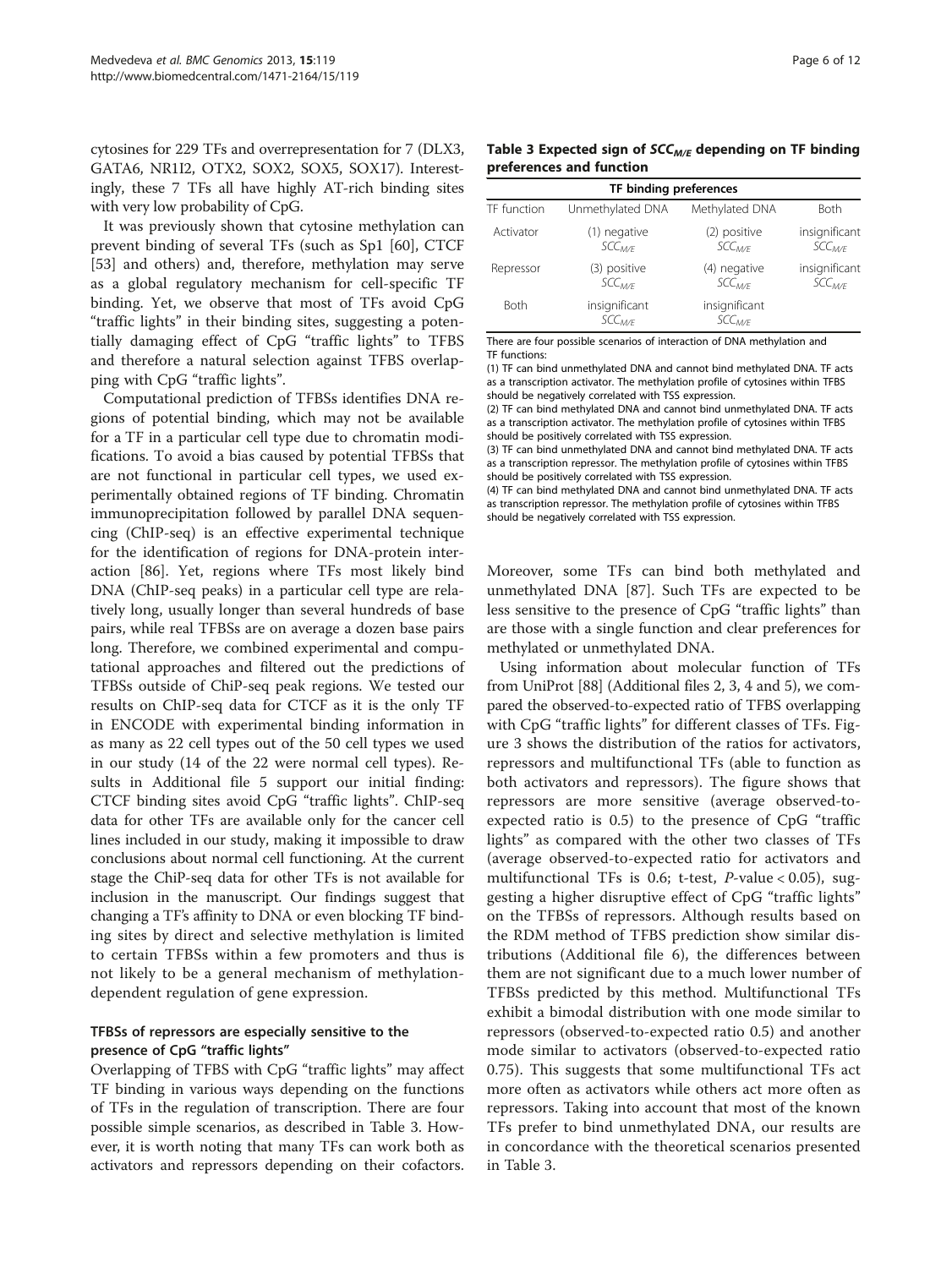cytosines for 229 TFs and overrepresentation for 7 (DLX3, GATA6, NR1I2, OTX2, SOX2, SOX5, SOX17). Interestingly, these 7 TFs all have highly AT-rich binding sites with very low probability of CpG.

It was previously shown that cytosine methylation can prevent binding of several TFs (such as Sp1 [60], CTCF [53] and others) and, therefore, methylation may serve as a global regulatory mechanism for cell-specific TF binding. Yet, we observe that most of TFs avoid CpG "traffic lights" in their binding sites, suggesting a potentially damaging effect of CpG "traffic lights" to TFBS and therefore a natural selection against TFBS overlapping with CpG "traffic lights".

Computational prediction of TFBSs identifies DNA regions of potential binding, which may not be available for a TF in a particular cell type due to chromatin modifications. To avoid a bias caused by potential TFBSs that are not functional in particular cell types, we used experimentally obtained regions of TF binding. Chromatin immunoprecipitation followed by parallel DNA sequencing (ChIP-seq) is an effective experimental technique for the identification of regions for DNA-protein interaction [86]. Yet, regions where TFs most likely bind DNA (ChIP-seq peaks) in a particular cell type are relatively long, usually longer than several hundreds of base pairs, while real TFBSs are on average a dozen base pairs long. Therefore, we combined experimental and computational approaches and filtered out the predictions of TFBSs outside of ChiP-seq peak regions. We tested our results on ChIP-seq data for CTCF as it is the only TF in ENCODE with experimental binding information in as many as 22 cell types out of the 50 cell types we used in our study (14 of the 22 were normal cell types). Results in Additional file 5 support our initial finding: CTCF binding sites avoid CpG "traffic lights". ChIP-seq data for other TFs are available only for the cancer cell lines included in our study, making it impossible to draw conclusions about normal cell functioning. At the current stage the ChiP-seq data for other TFs is not available for inclusion in the manuscript. Our findings suggest that changing a TF's affinity to DNA or even blocking TF binding sites by direct and selective methylation is limited to certain TFBSs within a few promoters and thus is not likely to be a general mechanism of methylation-dependent regulation of gene expression.

### TFBSs of repressors are especially sensitive to the presence of CpG "traffic lights"

Overlapping of TFBS with CpG "traffic lights" may affect TF binding in various ways depending on the functions of TFs in the regulation of transcription. There are four possible simple scenarios, as described in Table 3. However, it is worth noting that many TFs can work both as activators and repressors depending on their cofactors.

**Table 3 Expected sign of $SCC_{M/E}$ depending on TF binding preferences and function**

| | TF binding preferences | | |
|---|---|---|---|
| TF function | Unmethylated DNA | Methylated DNA | Both |
| Activator | (1) negative $SCC_{M/E}$ | (2) positive $SCC_{M/E}$ | insignificant $SCC_{M/E}$ |
| Repressor | (3) positive $SCC_{M/E}$ | (4) negative $SCC_{M/E}$ | insignificant $SCC_{M/E}$ |
| Both | insignificant $SCC_{M/E}$ | insignificant $SCC_{M/E}$ | |

There are four possible scenarios of interaction of DNA methylation and TF functions:
(1) TF can bind unmethylated DNA and cannot bind methylated DNA. TF acts as a transcription activator. The methylation profile of cytosines within TFBS should be negatively correlated with TSS expression.
(2) TF can bind methylated DNA and cannot bind unmethylated DNA. TF acts as a transcription activator. The methylation profile of cytosines within TFBS should be positively correlated with TSS expression.
(3) TF can bind unmethylated DNA and cannot bind methylated DNA. TF acts as a transcription repressor. The methylation profile of cytosines within TFBS should be positively correlated with TSS expression.
(4) TF can bind methylated DNA and cannot bind unmethylated DNA. TF acts as transcription repressor. The methylation profile of cytosines within TFBS should be negatively correlated with TSS expression.

Moreover, some TFs can bind both methylated and unmethylated DNA [87]. Such TFs are expected to be less sensitive to the presence of CpG "traffic lights" than are those with a single function and clear preferences for methylated or unmethylated DNA.

Using information about molecular function of TFs from UniProt [88] (Additional files 2, 3, 4 and 5), we compared the observed-to-expected ratio of TFBS overlapping with CpG "traffic lights" for different classes of TFs. Figure 3 shows the distribution of the ratios for activators, repressors and multifunctional TFs (able to function as both activators and repressors). The figure shows that repressors are more sensitive (average observed-to-expected ratio is 0.5) to the presence of CpG "traffic lights" as compared with the other two classes of TFs (average observed-to-expected ratio for activators and multifunctional TFs is 0.6; t-test, $P$-value < 0.05), suggesting a higher disruptive effect of CpG "traffic lights" on the TFBSs of repressors. Although results based on the RDM method of TFBS prediction show similar distributions (Additional file 6), the differences between them are not significant due to a much lower number of TFBSs predicted by this method. Multifunctional TFs exhibit a bimodal distribution with one mode similar to repressors (observed-to-expected ratio 0.5) and another mode similar to activators (observed-to-expected ratio 0.75). This suggests that some multifunctional TFs act more often as activators while others act more often as repressors. Taking into account that most of the known TFs prefer to bind unmethylated DNA, our results are in concordance with the theoretical scenarios presented in Table 3.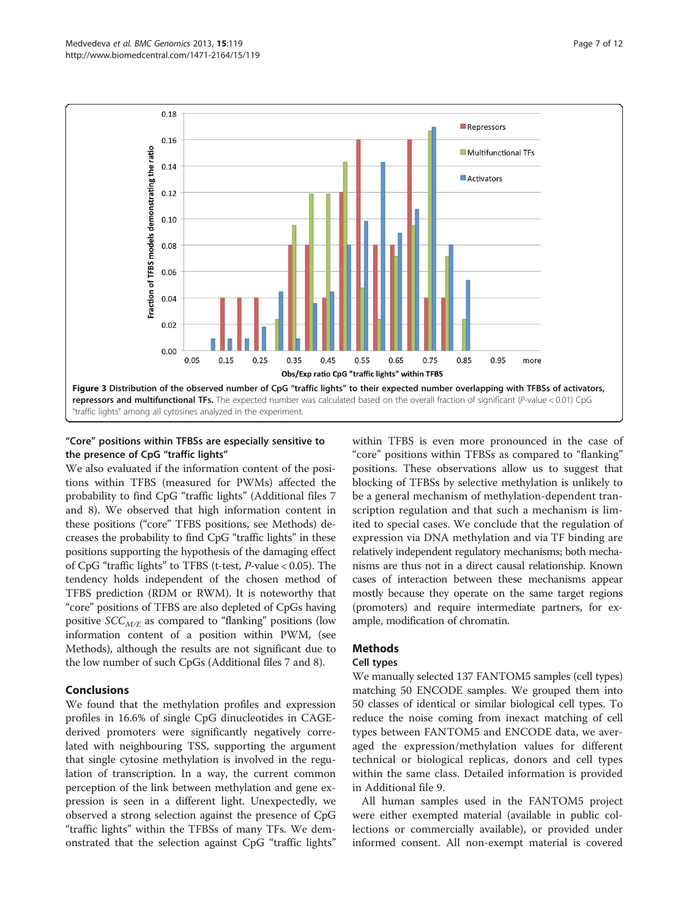**Figure 3 Distribution of the observed number of CpG "traffic lights" to their expected number overlapping with TFBSs of activators, repressors and multifunctional TFs.** The expected number was calculated based on the overall fraction of significant ($P$-value < 0.01) CpG "traffic lights" among all cytosines analyzed in the experiment.

### "Core" positions within TFBSs are especially sensitive to the presence of CpG "traffic lights"

We also evaluated if the information content of the positions within TFBS (measured for PWMs) affected the probability to find CpG "traffic lights" (Additional files 7 and 8). We observed that high information content in these positions ("core" TFBS positions, see Methods) decreases the probability to find CpG "traffic lights" in these positions supporting the hypothesis of the damaging effect of CpG "traffic lights" to TFBS (t-test, $P$-value < 0.05). The tendency holds independent of the chosen method of TFBS prediction (RDM or RWM). It is noteworthy that "core" positions of TFBS are also depleted of CpGs having positive $SCC_{M/E}$ as compared to "flanking" positions (low information content of a position within PWM, (see Methods), although the results are not significant due to the low number of such CpGs (Additional files 7 and 8).

## Conclusions

We found that the methylation profiles and expression profiles in 16.6% of single CpG dinucleotides in CAGE-derived promoters were significantly negatively correlated with neighbouring TSS, supporting the argument that single cytosine methylation is involved in the regulation of transcription. In a way, the current common perception of the link between methylation and gene expression is seen in a different light. Unexpectedly, we observed a strong selection against the presence of CpG "traffic lights" within the TFBSs of many TFs. We demonstrated that the selection against CpG "traffic lights" within TFBS is even more pronounced in the case of "core" positions within TFBSs as compared to "flanking" positions. These observations allow us to suggest that blocking of TFBSs by selective methylation is unlikely to be a general mechanism of methylation-dependent transcription regulation and that such a mechanism is limited to special cases. We conclude that the regulation of expression via DNA methylation and via TF binding are relatively independent regulatory mechanisms; both mechanisms are thus not in a direct causal relationship. Known cases of interaction between these mechanisms appear mostly because they operate on the same target regions (promoters) and require intermediate partners, for example, modification of chromatin.

## Methods

### Cell types

We manually selected 137 FANTOM5 samples (cell types) matching 50 ENCODE samples. We grouped them into 50 classes of identical or similar biological cell types. To reduce the noise coming from inexact matching of cell types between FANTOM5 and ENCODE data, we averaged the expression/methylation values for different technical or biological replicas, donors and cell types within the same class. Detailed information is provided in Additional file 9.

All human samples used in the FANTOM5 project were either exempted material (available in public collections or commercially available), or provided under informed consent. All non-exempt material is covered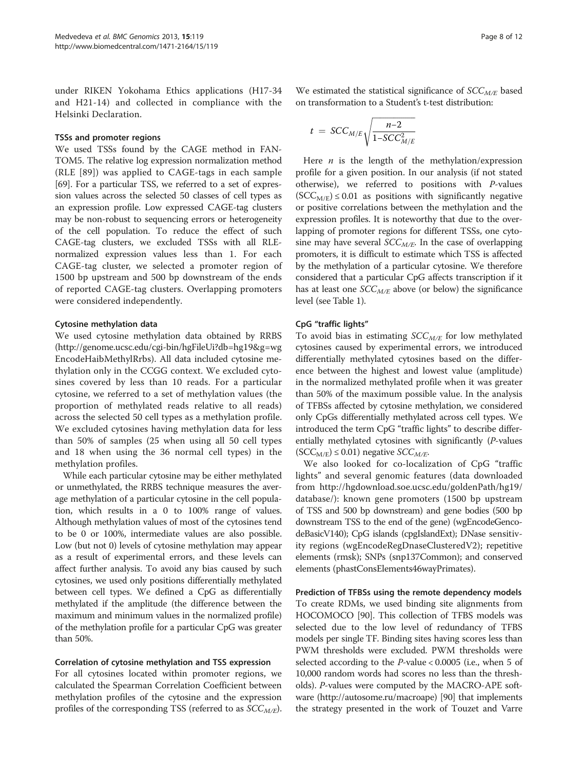under RIKEN Yokohama Ethics applications (H17-34 and H21-14) and collected in compliance with the Helsinki Declaration.

#### TSSs and promoter regions

We used TSSs found by the CAGE method in FANTOM5. The relative log expression normalization method (RLE [89]) was applied to CAGE-tags in each sample [69]. For a particular TSS, we referred to a set of expression values across the selected 50 classes of cell types as an expression profile. Low expressed CAGE-tag clusters may be non-robust to sequencing errors or heterogeneity of the cell population. To reduce the effect of such CAGE-tag clusters, we excluded TSSs with all RLE-normalized expression values less than 1. For each CAGE-tag cluster, we selected a promoter region of 1500 bp upstream and 500 bp downstream of the ends of reported CAGE-tag clusters. Overlapping promoters were considered independently.

#### Cytosine methylation data

We used cytosine methylation data obtained by RRBS (http://genome.ucsc.edu/cgi-bin/hgFileUi?db=hg19&g=wgEncodeHaibMethylRrbs). All data included cytosine methylation only in the CCGG context. We excluded cytosines covered by less than 10 reads. For a particular cytosine, we referred to a set of methylation values (the proportion of methylated reads relative to all reads) across the selected 50 cell types as a methylation profile. We excluded cytosines having methylation data for less than 50% of samples (25 when using all 50 cell types and 18 when using the 36 normal cell types) in the methylation profiles.

While each particular cytosine may be either methylated or unmethylated, the RRBS technique measures the average methylation of a particular cytosine in the cell population, which results in a 0 to 100% range of values. Although methylation values of most of the cytosines tend to be 0 or 100%, intermediate values are also possible. Low (but not 0) levels of cytosine methylation may appear as a result of experimental errors, and these levels can affect further analysis. To avoid any bias caused by such cytosines, we used only positions differentially methylated between cell types. We defined a CpG as differentially methylated if the amplitude (the difference between the maximum and minimum values in the normalized profile) of the methylation profile for a particular CpG was greater than 50%.

#### Correlation of cytosine methylation and TSS expression

For all cytosines located within promoter regions, we calculated the Spearman Correlation Coefficient between methylation profiles of the cytosine and the expression profiles of the corresponding TSS (referred to as $SCC_{M/E}$). We estimated the statistical significance of $SCC_{M/E}$ based on transformation to a Student's t-test distribution:

$$t = SCC_{M/E}\sqrt{\frac{n-2}{1-SCC_{M/E}^2}}$$

Here $n$ is the length of the methylation/expression profile for a given position. In our analysis (if not stated otherwise), we referred to positions with $P$-values $(SCC_{M/E}) \leq 0.01$ as positions with significantly negative or positive correlations between the methylation and the expression profiles. It is noteworthy that due to the overlapping of promoter regions for different TSSs, one cytosine may have several $SCC_{M/E}$. In the case of overlapping promoters, it is difficult to estimate which TSS is affected by the methylation of a particular cytosine. We therefore considered that a particular CpG affects transcription if it has at least one $SCC_{M/E}$ above (or below) the significance level (see Table 1).

#### CpG "traffic lights"

To avoid bias in estimating $SCC_{M/E}$ for low methylated cytosines caused by experimental errors, we introduced differentially methylated cytosines based on the difference between the highest and lowest value (amplitude) in the normalized methylated profile when it was greater than 50% of the maximum possible value. In the analysis of TFBSs affected by cytosine methylation, we considered only CpGs differentially methylated across cell types. We introduced the term CpG "traffic lights" to describe differentially methylated cytosines with significantly ($P$-values $(SCC_{M/E}) \leq 0.01$) negative $SCC_{M/E}$.

We also looked for co-localization of CpG "traffic lights" and several genomic features (data downloaded from http://hgdownload.soe.ucsc.edu/goldenPath/hg19/database/): known gene promoters (1500 bp upstream of TSS and 500 bp downstream) and gene bodies (500 bp downstream TSS to the end of the gene) (wgEncodeGencodeBasicV140); CpG islands (cpgIslandExt); DNase sensitivity regions (wgEncodeRegDnaseClusteredV2); repetitive elements (rmsk); SNPs (snp137Common); and conserved elements (phastConsElements46wayPrimates).

#### Prediction of TFBSs using the remote dependency models

To create RDMs, we used binding site alignments from HOCOMOCO [90]. This collection of TFBS models was selected due to the low level of redundancy of TFBS models per single TF. Binding sites having scores less than PWM thresholds were excluded. PWM thresholds were selected according to the $P$-value < 0.0005 (i.e., when 5 of 10,000 random words had scores no less than the thresholds). $P$-values were computed by the MACRO-APE software (http://autosome.ru/macroape) [90] that implements the strategy presented in the work of Touzet and Varre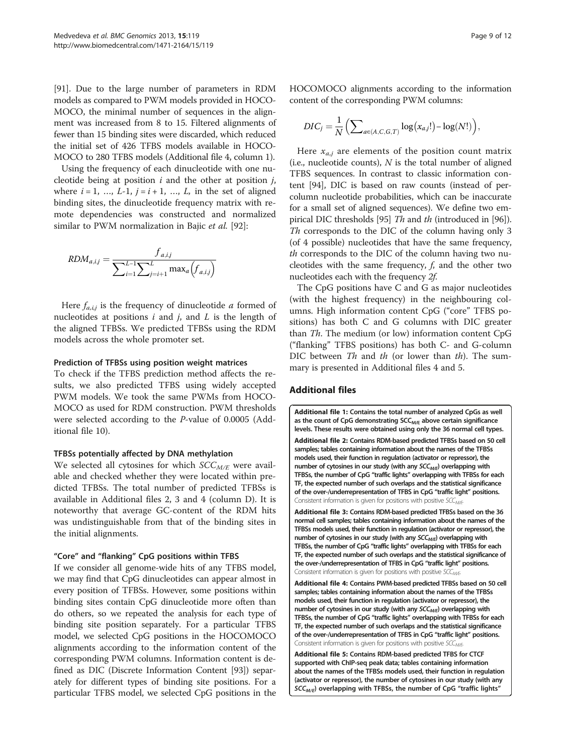[91]. Due to the large number of parameters in RDM models as compared to PWM models provided in HOCOMOCO, the minimal number of sequences in the alignment was increased from 8 to 15. Filtered alignments of fewer than 15 binding sites were discarded, which reduced the initial set of 426 TFBS models available in HOCOMOCO to 280 TFBS models (Additional file 4, column 1).

Using the frequency of each dinucleotide with one nucleotide being at position $i$ and the other at position $j$, where $i = 1, \ldots, L\text{-}1$, $j = i + 1, \ldots, L$, in the set of aligned binding sites, the dinucleotide frequency matrix with remote dependencies was constructed and normalized similar to PWM normalization in Bajic *et al.* [92]:

$$RDM_{a,i,j} = \frac{f_{a,i,j}}{\sum_{i=1}^{L-1}\sum_{j=i+1}^{L}\max_a\left(f_{a,i,j}\right)}$$

Here $f_{a,i,j}$ is the frequency of dinucleotide $a$ formed of nucleotides at positions $i$ and $j$, and $L$ is the length of the aligned TFBSs. We predicted TFBSs using the RDM models across the whole promoter set.

### Prediction of TFBSs using position weight matrices

To check if the TFBS prediction method affects the results, we also predicted TFBS using widely accepted PWM models. We took the same PWMs from HOCOMOCO as used for RDM construction. PWM thresholds were selected according to the *P*-value of 0.0005 (Additional file 10).

### TFBSs potentially affected by DNA methylation

We selected all cytosines for which $SCC_{M/E}$ were available and checked whether they were located within predicted TFBSs. The total number of predicted TFBSs is available in Additional files 2, 3 and 4 (column D). It is noteworthy that average GC-content of the RDM hits was undistinguishable from that of the binding sites in the initial alignments.

### "Core" and "flanking" CpG positions within TFBS

If we consider all genome-wide hits of any TFBS model, we may find that CpG dinucleotides can appear almost in every position of TFBSs. However, some positions within binding sites contain CpG dinucleotide more often than do others, so we repeated the analysis for each type of binding site position separately. For a particular TFBS model, we selected CpG positions in the HOCOMOCO alignments according to the information content of the corresponding PWM columns. Information content is defined as DIC (Discrete Information Content [93]) separately for different types of binding site positions. For a particular TFBS model, we selected CpG positions in the HOCOMOCO alignments according to the information content of the corresponding PWM columns:

$$DIC_j = \frac{1}{N}\left(\sum_{a\in(A,C,G,T)}\log\left(x_{a,j}!\right) - \log(N!)\right),$$

Here $x_{a,j}$ are elements of the position count matrix (i.e., nucleotide counts), $N$ is the total number of aligned TFBS sequences. In contrast to classic information content [94], DIC is based on raw counts (instead of per-column nucleotide probabilities, which can be inaccurate for a small set of aligned sequences). We define two empirical DIC thresholds [95] *Th* and *th* (introduced in [96]). *Th* corresponds to the DIC of the column having only 3 (of 4 possible) nucleotides that have the same frequency, *th* corresponds to the DIC of the column having two nucleotides with the same frequency, *f*, and the other two nucleotides each with the frequency *2f*.

The CpG positions have C and G as major nucleotides (with the highest frequency) in the neighbouring columns. High information content CpG ("core" TFBS positions) has both C and G columns with DIC greater than *Th*. The medium (or low) information content CpG ("flanking" TFBS positions) has both C- and G-column DIC between *Th* and *th* (or lower than *th*). The summary is presented in Additional files 4 and 5.

## Additional files

**Additional file 1: Contains the total number of analyzed CpGs as well as the count of CpG demonstrating $SCC_{M/E}$ above certain significance levels. These results were obtained using only the 36 normal cell types.**

**Additional file 2: Contains RDM-based predicted TFBSs based on 50 cell samples; tables containing information about the names of the TFBSs models used, their function in regulation (activator or repressor), the number of cytosines in our study (with any $SCC_{M/E}$) overlapping with TFBSs, the number of CpG "traffic lights" overlapping with TFBSs for each TF, the expected number of such overlaps and the statistical significance of the over-/underrepresentation of TFBS in CpG "traffic light" positions.** Consistent information is given for positions with positive $SCC_{M/E}$.

**Additional file 3: Contains RDM-based predicted TFBSs based on the 36 normal cell samples; tables containing information about the names of the TFBSs models used, their function in regulation (activator or repressor), the number of cytosines in our study (with any $SCC_{M/E}$) overlapping with TFBSs, the number of CpG "traffic lights" overlapping with TFBSs for each TF, the expected number of such overlaps and the statistical significance of the over-/underrepresentation of TFBS in CpG "traffic light" positions.** Consistent information is given for positions with positive $SCC_{M/E}$.

**Additional file 4: Contains PWM-based predicted TFBSs based on 50 cell samples; tables containing information about the names of the TFBSs models used, their function in regulation (activator or repressor), the number of cytosines in our study (with any $SCC_{M/E}$) overlapping with TFBSs, the number of CpG "traffic lights" overlapping with TFBSs for each TF, the expected number of such overlaps and the statistical significance of the over-/underrepresentation of TFBS in CpG "traffic light" positions.** Consistent information is given for positions with positive $SCC_{M/E}$.

**Additional file 5: Contains RDM-based predicted TFBS for CTCF supported with ChIP-seq peak data; tables containing information about the names of the TFBSs models used, their function in regulation (activator or repressor), the number of cytosines in our study (with any $SCC_{M/E}$) overlapping with TFBSs, the number of CpG "traffic lights"**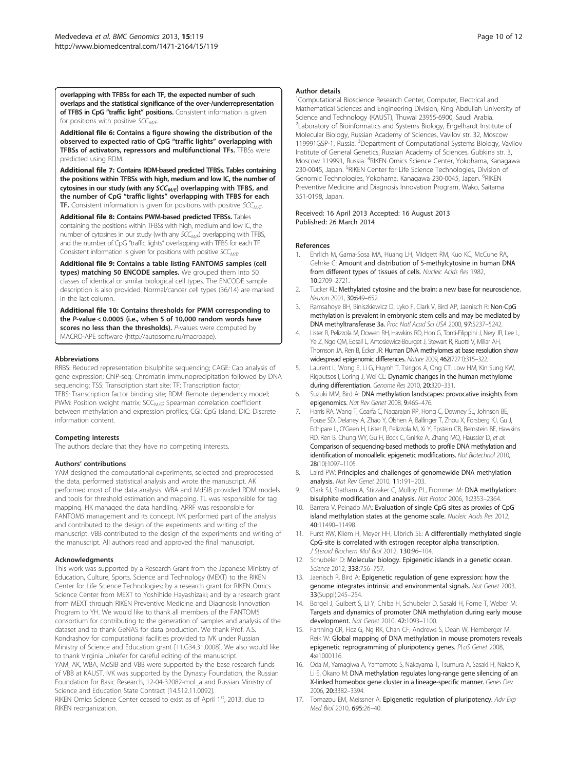**overlapping with TFBSs for each TF, the expected number of such overlaps and the statistical significance of the over-/underrepresentation of TFBS in CpG "traffic light" positions.** Consistent information is given for positions with positive $SCC_{M/E}$.

**Additional file 6: Contains a figure showing the distribution of the observed to expected ratio of CpG "traffic lights" overlapping with TFBSs of activators, repressors and multifunctional TFs.** TFBSs were predicted using RDM.

**Additional file 7: Contains RDM-based predicted TFBSs. Tables containing the positions within TFBSs with high, medium and low IC, the number of cytosines in our study (with any $SCC_{M/E}$) overlapping with TFBS, and the number of CpG "traffic lights" overlapping with TFBS for each TF.** Consistent information is given for positions with positive $SCC_{M/E}$.

**Additional file 8: Contains PWM-based predicted TFBSs.** Tables containing the positions within TFBSs with high, medium and low IC, the number of cytosines in our study (with any $SCC_{M/E}$) overlapping with TFBS, and the number of CpG "traffic lights" overlapping with TFBS for each TF. Consistent information is given for positions with positive $SCC_{M/E}$.

**Additional file 9: Contains a table listing FANTOM5 samples (cell types) matching 50 ENCODE samples.** We grouped them into 50 classes of identical or similar biological cell types. The ENCODE sample description is also provided. Normal/cancer cell types (36/14) are marked in the last column.

**Additional file 10: Contains thresholds for PWM corresponding to the P-value < 0.0005 (i.e., when 5 of 10,000 random words have scores no less than the thresholds).** *P*-values were computed by MACRO-APE software (http://autosome.ru/macroape).

### Abbreviations

RRBS: Reduced representation bisulphite sequencing; CAGE: Cap analysis of gene expression; ChIP-seq: Chromatin immunoprecipitation followed by DNA sequencing; TSS: Transcription start site; TF: Transcription factor; TFBS: Transcription factor binding site; RDM: Remote dependency model; PWM: Position weight matrix; $SCC_{M/E}$: Spearman correlation coefficient between methylation and expression profiles; CGI: CpG island; DIC: Discrete information content.

### Competing interests

The authors declare that they have no competing interests.

### Authors' contributions

YAM designed the computational experiments, selected and preprocessed the data, performed statistical analysis and wrote the manuscript. AK performed most of the data analysis. WBA and MdSIB provided RDM models and tools for threshold estimation and mapping. TL was responsible for tag mapping. HK managed the data handling. ARRF was responsible for FANTOM5 management and its concept. IVK performed part of the analysis and contributed to the design of the experiments and writing of the manuscript. VBB contributed to the design of the experiments and writing of the manuscript. All authors read and approved the final manuscript.

### Acknowledgments

This work was supported by a Research Grant from the Japanese Ministry of Education, Culture, Sports, Science and Technology (MEXT) to the RIKEN Center for Life Science Technologies; by a research grant for RIKEN Omics Science Center from MEXT to Yoshihide Hayashizaki; and by a research grant from MEXT through RIKEN Preventive Medicine and Diagnosis Innovation Program to YH. We would like to thank all members of the FANTOM5 consortium for contributing to the generation of samples and analysis of the dataset and to thank GeNAS for data production. We thank Prof. A.S. Kondrashov for computational facilities provided to IVK under Russian Ministry of Science and Education grant [11.G34.31.0008]. We also would like to thank Virginia Unkefer for careful editing of the manuscript. YAM, AK, WBA, MdSIB and VBB were supported by the base research funds of VBB at KAUST. IVK was supported by the Dynasty Foundation, the Russian Foundation for Basic Research, 12-04-32082-mol_a and Russian Ministry of Science and Education State Contract [14.512.11.0092].
RIKEN Omics Science Center ceased to exist as of April 1st, 2013, due to RIKEN reorganization.

### Author details

[1]Computational Bioscience Research Center, Computer, Electrical and Mathematical Sciences and Engineering Division, King Abdullah University of Science and Technology (KAUST), Thuwal 23955-6900, Saudi Arabia. [2]Laboratory of Bioinformatics and Systems Biology, Engelhardt Institute of Molecular Biology, Russian Academy of Sciences, Vavilov str. 32, Moscow 119991GSP-1, Russia. [3]Department of Computational Systems Biology, Vavilov Institute of General Genetics, Russian Academy of Sciences, Gubkina str. 3, Moscow 119991, Russia. [4]RIKEN Omics Science Center, Yokohama, Kanagawa 230-0045, Japan. [5]RIKEN Center for Life Science Technologies, Division of Genomic Technologies, Yokohama, Kanagawa 230-0045, Japan. [6]RIKEN Preventive Medicine and Diagnosis Innovation Program, Wako, Saitama 351-0198, Japan.

Received: 16 April 2013 Accepted: 16 August 2013
Published: 26 March 2014

### References

1. Ehrlich M, Gama-Sosa MA, Huang LH, Midgett RM, Kuo KC, McCune RA, Gehrke C: **Amount and distribution of 5-methylcytosine in human DNA from different types of tissues of cells.** *Nucleic Acids Res* 1982, **10:**2709–2721.
2. Tucker KL: **Methylated cytosine and the brain: a new base for neuroscience.** *Neuron* 2001, **30:**649–652.
3. Ramsahoye BH, Biniszkiewicz D, Lyko F, Clark V, Bird AP, Jaenisch R: **Non-CpG methylation is prevalent in embryonic stem cells and may be mediated by DNA methyltransferase 3a.** *Proc Natl Acad Sci USA* 2000, **97:**5237–5242.
4. Lister R, Pelizzola M, Dowen RH, Hawkins RD, Hon G, Tonti-Filippini J, Nery JR, Lee L, Ye Z, Ngo QM, Edsall L, Antosiewicz-Bourget J, Stewart R, Ruotti V, Millar AH, Thomson JA, Ren B, Ecker JR: **Human DNA methylomes at base resolution show widespread epigenomic differences.** *Nature* 2009, **462**(7271):315–322.
5. Laurent L, Wong E, Li G, Huynh T, Tsirigos A, Ong CT, Low HM, Kin Sung KW, Rigoutsos I, Loring J, Wei CL: **Dynamic changes in the human methylome during differentiation.** *Genome Res* 2010, **20:**320–331.
6. Suzuki MM, Bird A: **DNA methylation landscapes: provocative insights from epigenomics.** *Nat Rev Genet* 2008, **9:**465–476.
7. Harris RA, Wang T, Coarfa C, Nagarajan RP, Hong C, Downey SL, Johnson BE, Fouse SD, Delaney A, Zhao Y, Olshen A, Ballinger T, Zhou X, Forsberg KJ, Gu J, Echipare L, O'Geen H, Lister R, Pelizzola M, Xi Y, Epstein CB, Bernstein BE, Hawkins RD, Ren B, Chung WY, Gu H, Bock C, Gnirke A, Zhang MQ, Haussler D, *et al*: **Comparison of sequencing-based methods to profile DNA methylation and identification of monoallelic epigenetic modifications.** *Nat Biotechnol* 2010, **28**(10):1097–1105.
8. Laird PW: **Principles and challenges of genomewide DNA methylation analysis.** *Nat Rev Genet* 2010, **11:**191–203.
9. Clark SJ, Statham A, Stirzaker C, Molloy PL, Frommer M: **DNA methylation: bisulphite modification and analysis.** *Nat Protoc* 2006, **1:**2353–2364.
10. Barrera V, Peinado MA: **Evaluation of single CpG sites as proxies of CpG island methylation states at the genome scale.** *Nucleic Acids Res* 2012, **40:**11490–11498.
11. Furst RW, Kliem H, Meyer HH, Ulbrich SE: **A differentially methylated single CpG-site is correlated with estrogen receptor alpha transcription.** *J Steroid Biochem Mol Biol* 2012, **130:**96–104.
12. Schubeler D: **Molecular biology. Epigenetic islands in a genetic ocean.** *Science* 2012, **338:**756–757.
13. Jaenisch R, Bird A: **Epigenetic regulation of gene expression: how the genome integrates intrinsic and environmental signals.** *Nat Genet* 2003, **33**(Suppl):245–254.
14. Borgel J, Guibert S, Li Y, Chiba H, Schubeler D, Sasaki H, Forne T, Weber M: **Targets and dynamics of promoter DNA methylation during early mouse development.** *Nat Genet* 2010, **42:**1093–1100.
15. Farthing CR, Ficz G, Ng RK, Chan CF, Andrews S, Dean W, Hemberger M, Reik W: **Global mapping of DNA methylation in mouse promoters reveals epigenetic reprogramming of pluripotency genes.** *PLoS Genet* 2008, **4:**e1000116.
16. Oda M, Yamagiwa A, Yamamoto S, Nakayama T, Tsumura A, Sasaki H, Nakao K, Li E, Okano M: **DNA methylation regulates long-range gene silencing of an X-linked homeobox gene cluster in a lineage-specific manner.** *Genes Dev* 2006, **20:**3382–3394.
17. Tomazou EM, Meissner A: **Epigenetic regulation of pluripotency.** *Adv Exp Med Biol* 2010, **695:**26–40.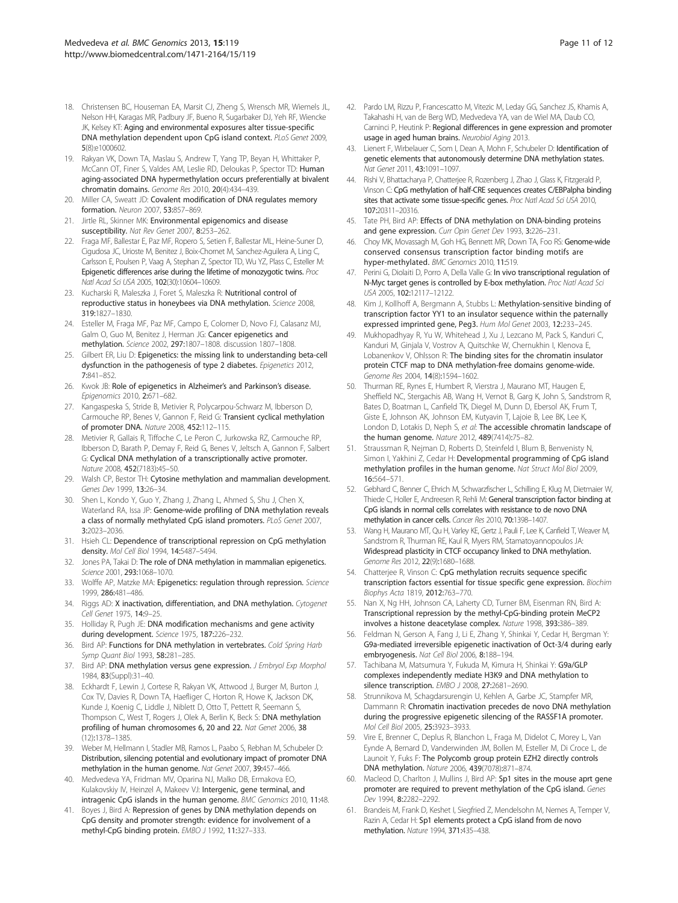18. Christensen BC, Houseman EA, Marsit CJ, Zheng S, Wrensch MR, Wiemels JL, Nelson HH, Karagas MR, Padbury JF, Bueno R, Sugarbaker DJ, Yeh RF, Wiencke JK, Kelsey KT: **Aging and environmental exposures alter tissue-specific DNA methylation dependent upon CpG island context.** *PLoS Genet* 2009, **5**(8):e1000602.
19. Rakyan VK, Down TA, Maslau S, Andrew T, Yang TP, Beyan H, Whittaker P, McCann OT, Finer S, Valdes AM, Leslie RD, Deloukas P, Spector TD: **Human aging-associated DNA hypermethylation occurs preferentially at bivalent chromatin domains.** *Genome Res* 2010, **20**(4):434–439.
20. Miller CA, Sweatt JD: **Covalent modification of DNA regulates memory formation.** *Neuron* 2007, **53**:857–869.
21. Jirtle RL, Skinner MK: **Environmental epigenomics and disease susceptibility.** *Nat Rev Genet* 2007, **8**:253–262.
22. Fraga MF, Ballestar E, Paz MF, Ropero S, Setien F, Ballestar ML, Heine-Suner D, Cigudosa JC, Urioste M, Benitez J, Boix-Chornet M, Sanchez-Aguilera A, Ling C, Carlsson E, Poulsen P, Vaag A, Stephan Z, Spector TD, Wu YZ, Plass C, Esteller M: **Epigenetic differences arise during the lifetime of monozygotic twins.** *Proc Natl Acad Sci USA* 2005, **102**(30):10604–10609.
23. Kucharski R, Maleszka J, Foret S, Maleszka R: **Nutritional control of reproductive status in honeybees via DNA methylation.** *Science* 2008, **319**:1827–1830.
24. Esteller M, Fraga MF, Paz MF, Campo E, Colomer D, Novo FJ, Calasanz MJ, Galm O, Guo M, Benitez J, Herman JG: **Cancer epigenetics and methylation.** *Science* 2002, **297**:1807–1808. discussion 1807–1808.
25. Gilbert ER, Liu D: **Epigenetics: the missing link to understanding beta-cell dysfunction in the pathogenesis of type 2 diabetes.** *Epigenetics* 2012, **7**:841–852.
26. Kwok JB: **Role of epigenetics in Alzheimer's and Parkinson's disease.** *Epigenomics* 2010, **2**:671–682.
27. Kangaspeska S, Stride B, Metivier R, Polycarpou-Schwarz M, Ibberson D, Carmouche RP, Benes V, Gannon F, Reid G: **Transient cyclical methylation of promoter DNA.** *Nature* 2008, **452**:112–115.
28. Metivier R, Gallais R, Tiffoche C, Le Peron C, Jurkowska RZ, Carmouche RP, Ibberson D, Barath P, Demay F, Reid G, Benes V, Jeltsch A, Gannon F, Salbert G: **Cyclical DNA methylation of a transcriptionally active promoter.** *Nature* 2008, **452**(7183):45–50.
29. Walsh CP, Bestor TH: **Cytosine methylation and mammalian development.** *Genes Dev* 1999, **13**:26–34.
30. Shen L, Kondo Y, Guo Y, Zhang J, Zhang L, Ahmed S, Shu J, Chen X, Waterland RA, Issa JP: **Genome-wide profiling of DNA methylation reveals a class of normally methylated CpG island promoters.** *PLoS Genet* 2007, **3**:2023–2036.
31. Hsieh CL: **Dependence of transcriptional repression on CpG methylation density.** *Mol Cell Biol* 1994, **14**:5487–5494.
32. Jones PA, Takai D: **The role of DNA methylation in mammalian epigenetics.** *Science* 2001, **293**:1068–1070.
33. Wolffe AP, Matzke MA: **Epigenetics: regulation through repression.** *Science* 1999, **286**:481–486.
34. Riggs AD: **X inactivation, differentiation, and DNA methylation.** *Cytogenet Cell Genet* 1975, **14**:9–25.
35. Holliday R, Pugh JE: **DNA modification mechanisms and gene activity during development.** *Science* 1975, **187**:226–232.
36. Bird AP: **Functions for DNA methylation in vertebrates.** *Cold Spring Harb Symp Quant Biol* 1993, **58**:281–285.
37. Bird AP: **DNA methylation versus gene expression.** *J Embryol Exp Morphol* 1984, **83**(Suppl):31–40.
38. Eckhardt F, Lewin J, Cortese R, Rakyan VK, Attwood J, Burger M, Burton J, Cox TV, Davies R, Down TA, Haefliger C, Horton R, Howe K, Jackson DK, Kunde J, Koenig C, Liddle J, Niblett D, Otto T, Pettett R, Seemann S, Thompson C, West T, Rogers J, Olek A, Berlin K, Beck S: **DNA methylation profiling of human chromosomes 6, 20 and 22.** *Nat Genet* 2006, **38** (12):1378–1385.
39. Weber M, Hellmann I, Stadler MB, Ramos L, Paabo S, Rebhan M, Schubeler D: **Distribution, silencing potential and evolutionary impact of promoter DNA methylation in the human genome.** *Nat Genet* 2007, **39**:457–466.
40. Medvedeva YA, Fridman MV, Oparina NJ, Malko DB, Ermakova EO, Kulakovskiy IV, Heinzel A, Makeev VJ: **Intergenic, gene terminal, and intragenic CpG islands in the human genome.** *BMC Genomics* 2010, **11**:48.
41. Boyes J, Bird A: **Repression of genes by DNA methylation depends on CpG density and promoter strength: evidence for involvement of a methyl-CpG binding protein.** *EMBO J* 1992, **11**:327–333.
42. Pardo LM, Rizzu P, Francescatto M, Vitezic M, Leday GG, Sanchez JS, Khamis A, Takahashi H, van de Berg WD, Medvedeva YA, van de Wiel MA, Daub CO, Carninci P, Heutink P: **Regional differences in gene expression and promoter usage in aged human brains.** *Neurobiol Aging* 2013.
43. Lienert F, Wirbelauer C, Som I, Dean A, Mohn F, Schubeler D: **Identification of genetic elements that autonomously determine DNA methylation states.** *Nat Genet* 2011, **43**:1091–1097.
44. Rishi V, Bhattacharya P, Chatterjee R, Rozenberg J, Zhao J, Glass K, Fitzgerald P, Vinson C: **CpG methylation of half-CRE sequences creates C/EBPalpha binding sites that activate some tissue-specific genes.** *Proc Natl Acad Sci USA* 2010, **107**:20311–20316.
45. Tate PH, Bird AP: **Effects of DNA methylation on DNA-binding proteins and gene expression.** *Curr Opin Genet Dev* 1993, **3**:226–231.
46. Choy MK, Movassagh M, Goh HG, Bennett MR, Down TA, Foo RS: **Genome-wide conserved consensus transcription factor binding motifs are hyper-methylated.** *BMC Genomics* 2010, **11**:519.
47. Perini G, Diolaiti D, Porro A, Della Valle G: **In vivo transcriptional regulation of N-Myc target genes is controlled by E-box methylation.** *Proc Natl Acad Sci USA* 2005, **102**:12117–12122.
48. Kim J, Kollhoff A, Bergmann A, Stubbs L: **Methylation-sensitive binding of transcription factor YY1 to an insulator sequence within the paternally expressed imprinted gene, Peg3.** *Hum Mol Genet* 2003, **12**:233–245.
49. Mukhopadhyay R, Yu W, Whitehead J, Xu J, Lezcano M, Pack S, Kanduri C, Kanduri M, Ginjala V, Vostrov A, Quitschke W, Chernukhin I, Klenova E, Lobanenkov V, Ohlsson R: **The binding sites for the chromatin insulator protein CTCF map to DNA methylation-free domains genome-wide.** *Genome Res* 2004, **14**(8):1594–1602.
50. Thurman RE, Rynes E, Humbert R, Vierstra J, Maurano MT, Haugen E, Sheffield NC, Stergachis AB, Wang H, Vernot B, Garg K, John S, Sandstrom R, Bates D, Boatman L, Canfield TK, Diegel M, Dunn D, Ebersol AK, Frum T, Giste E, Johnson AK, Johnson EM, Kutyavin T, Lajoie B, Lee BK, Lee K, London D, Lotakis D, Neph S, *et al*: **The accessible chromatin landscape of the human genome.** *Nature* 2012, **489**(7414):75–82.
51. Straussman R, Nejman D, Roberts D, Steinfeld I, Blum B, Benvenisty N, Simon I, Yakhini Z, Cedar H: **Developmental programming of CpG island methylation profiles in the human genome.** *Nat Struct Mol Biol* 2009, **16**:564–571.
52. Gebhard C, Benner C, Ehrich M, Schwarzfischer L, Schilling E, Klug M, Dietmaier W, Thiede C, Holler E, Andreesen R, Rehli M: **General transcription factor binding at CpG islands in normal cells correlates with resistance to de novo DNA methylation in cancer cells.** *Cancer Res* 2010, **70**:1398–1407.
53. Wang H, Maurano MT, Qu H, Varley KE, Gertz J, Pauli F, Lee K, Canfield T, Weaver M, Sandstrom R, Thurman RE, Kaul R, Myers RM, Stamatoyannopoulos JA: **Widespread plasticity in CTCF occupancy linked to DNA methylation.** *Genome Res* 2012, **22**(9):1680–1688.
54. Chatterjee R, Vinson C: **CpG methylation recruits sequence specific transcription factors essential for tissue specific gene expression.** *Biochim Biophys Acta* 1819, **2012**:763–770.
55. Nan X, Ng HH, Johnson CA, Laherty CD, Turner BM, Eisenman RN, Bird A: **Transcriptional repression by the methyl-CpG-binding protein MeCP2 involves a histone deacetylase complex.** *Nature* 1998, **393**:386–389.
56. Feldman N, Gerson A, Fang J, Li E, Zhang Y, Shinkai Y, Cedar H, Bergman Y: **G9a-mediated irreversible epigenetic inactivation of Oct-3/4 during early embryogenesis.** *Nat Cell Biol* 2006, **8**:188–194.
57. Tachibana M, Matsumura Y, Fukuda M, Kimura H, Shinkai Y: **G9a/GLP complexes independently mediate H3K9 and DNA methylation to silence transcription.** *EMBO J* 2008, **27**:2681–2690.
58. Strunnikova M, Schagdarsurengin U, Kehlen A, Garbe JC, Stampfer MR, Dammann R: **Chromatin inactivation precedes de novo DNA methylation during the progressive epigenetic silencing of the RASSF1A promoter.** *Mol Cell Biol* 2005, **25**:3923–3933.
59. Vire E, Brenner C, Deplus R, Blanchon L, Fraga M, Didelot C, Morey L, Van Eynde A, Bernard D, Vanderwinden JM, Bollen M, Esteller M, Di Croce L, de Launoit Y, Fuks F: **The Polycomb group protein EZH2 directly controls DNA methylation.** *Nature* 2006, **439**(7078):871–874.
60. Macleod D, Charlton J, Mullins J, Bird AP: **Sp1 sites in the mouse aprt gene promoter are required to prevent methylation of the CpG island.** *Genes Dev* 1994, **8**:2282–2292.
61. Brandeis M, Frank D, Keshet I, Siegfried Z, Mendelsohn M, Nemes A, Temper V, Razin A, Cedar H: **Sp1 elements protect a CpG island from de novo methylation.** *Nature* 1994, **371**:435–438.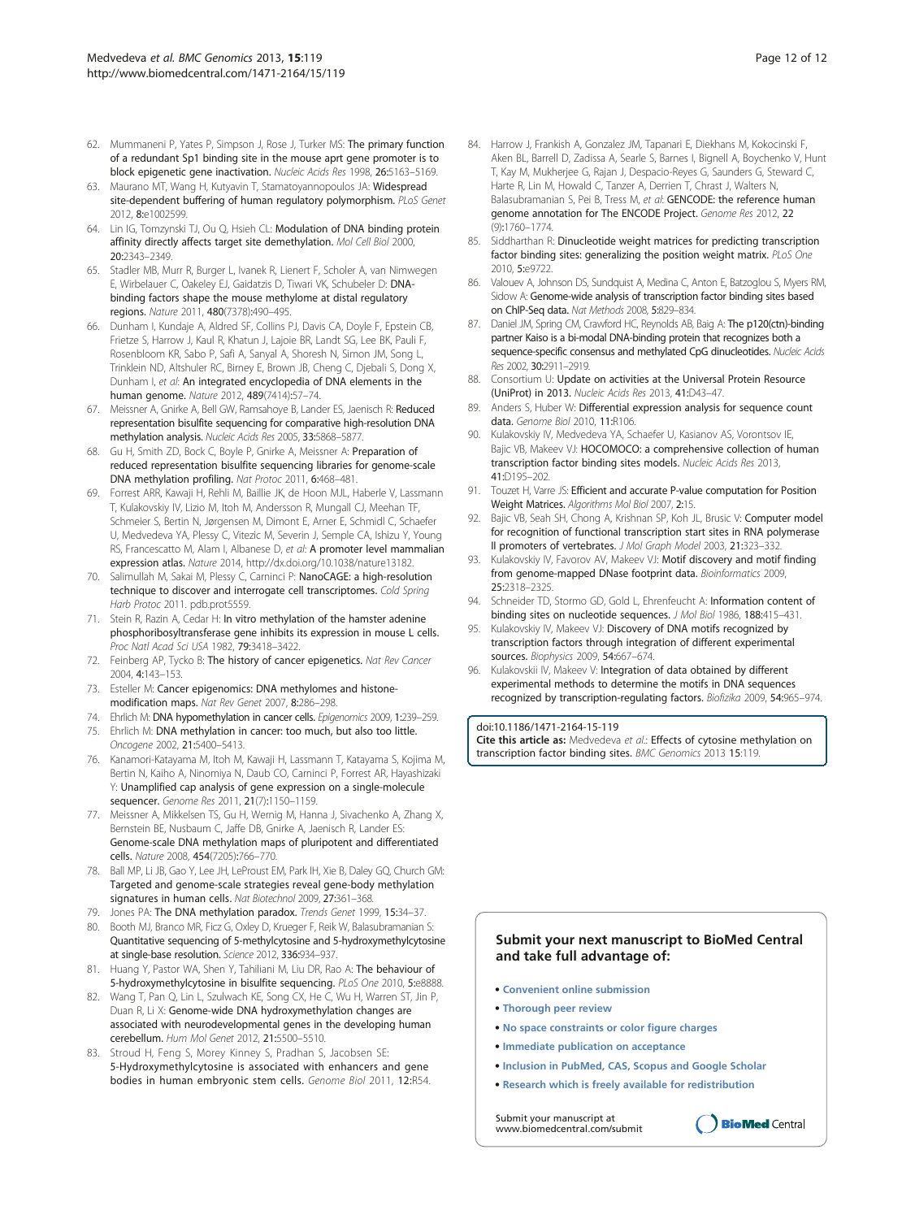62. Mummaneni P, Yates P, Simpson J, Rose J, Turker MS: **The primary function of a redundant Sp1 binding site in the mouse aprt gene promoter is to block epigenetic gene inactivation.** *Nucleic Acids Res* 1998, **26:**5163–5169.
63. Maurano MT, Wang H, Kutyavin T, Stamatoyannopoulos JA: **Widespread site-dependent buffering of human regulatory polymorphism.** *PLoS Genet* 2012, **8:**e1002599.
64. Lin IG, Tomzynski TJ, Ou Q, Hsieh CL: **Modulation of DNA binding protein affinity directly affects target site demethylation.** *Mol Cell Biol* 2000, **20:**2343–2349.
65. Stadler MB, Murr R, Burger L, Ivanek R, Lienert F, Scholer A, van Nimwegen E, Wirbelauer C, Oakeley EJ, Gaidatzis D, Tiwari VK, Schubeler D: **DNA-binding factors shape the mouse methylome at distal regulatory regions.** *Nature* 2011, **480**(7378):490–495.
66. Dunham I, Kundaje A, Aldred SF, Collins PJ, Davis CA, Doyle F, Epstein CB, Frietze S, Harrow J, Kaul R, Khatun J, Lajoie BR, Landt SG, Lee BK, Pauli F, Rosenbloom KR, Sabo P, Safi A, Sanyal A, Shoresh N, Simon JM, Song L, Trinklein ND, Altshuler RC, Birney E, Brown JB, Cheng C, Djebali S, Dong X, Dunham I, *et al*: **An integrated encyclopedia of DNA elements in the human genome.** *Nature* 2012, **489**(7414):57–74.
67. Meissner A, Gnirke A, Bell GW, Ramsahoye B, Lander ES, Jaenisch R: **Reduced representation bisulfite sequencing for comparative high-resolution DNA methylation analysis.** *Nucleic Acids Res* 2005, **33:**5868–5877.
68. Gu H, Smith ZD, Bock C, Boyle P, Gnirke A, Meissner A: **Preparation of reduced representation bisulfite sequencing libraries for genome-scale DNA methylation profiling.** *Nat Protoc* 2011, **6:**468–481.
69. Forrest ARR, Kawaji H, Rehli M, Baillie JK, de Hoon MJL, Haberle V, Lassmann T, Kulakovskiy IV, Lizio M, Itoh M, Andersson R, Mungall CJ, Meehan TF, Schmeier S, Bertin N, Jørgensen M, Dimont E, Arner E, Schmidl C, Schaefer U, Medvedeva YA, Plessy C, Vitezic M, Severin J, Semple CA, Ishizu Y, Young RS, Francescatto M, Alam I, Albanese D, *et al*: **A promoter level mammalian expression atlas.** *Nature* 2014, http://dx.doi.org/10.1038/nature13182.
70. Salimullah M, Sakai M, Plessy C, Carninci P: **NanoCAGE: a high-resolution technique to discover and interrogate cell transcriptomes.** *Cold Spring Harb Protoc* 2011. pdb.prot5559.
71. Stein R, Razin A, Cedar H: **In vitro methylation of the hamster adenine phosphoribosyltransferase gene inhibits its expression in mouse L cells.** *Proc Natl Acad Sci USA* 1982, **79:**3418–3422.
72. Feinberg AP, Tycko B: **The history of cancer epigenetics.** *Nat Rev Cancer* 2004, **4:**143–153.
73. Esteller M: **Cancer epigenomics: DNA methylomes and histone-modification maps.** *Nat Rev Genet* 2007, **8:**286–298.
74. Ehrlich M: **DNA hypomethylation in cancer cells.** *Epigenomics* 2009, **1:**239–259.
75. Ehrlich M: **DNA methylation in cancer: too much, but also too little.** *Oncogene* 2002, **21:**5400–5413.
76. Kanamori-Katayama M, Itoh M, Kawaji H, Lassmann T, Katayama S, Kojima M, Bertin N, Kaiho A, Ninomiya N, Daub CO, Carninci P, Forrest AR, Hayashizaki Y: **Unamplified cap analysis of gene expression on a single-molecule sequencer.** *Genome Res* 2011, **21**(7):1150–1159.
77. Meissner A, Mikkelsen TS, Gu H, Wernig M, Hanna J, Sivachenko A, Zhang X, Bernstein BE, Nusbaum C, Jaffe DB, Gnirke A, Jaenisch R, Lander ES: **Genome-scale DNA methylation maps of pluripotent and differentiated cells.** *Nature* 2008, **454**(7205):766–770.
78. Ball MP, Li JB, Gao Y, Lee JH, LeProust EM, Park IH, Xie B, Daley GQ, Church GM: **Targeted and genome-scale strategies reveal gene-body methylation signatures in human cells.** *Nat Biotechnol* 2009, **27:**361–368.
79. Jones PA: **The DNA methylation paradox.** *Trends Genet* 1999, **15:**34–37.
80. Booth MJ, Branco MR, Ficz G, Oxley D, Krueger F, Reik W, Balasubramanian S: **Quantitative sequencing of 5-methylcytosine and 5-hydroxymethylcytosine at single-base resolution.** *Science* 2012, **336:**934–937.
81. Huang Y, Pastor WA, Shen Y, Tahiliani M, Liu DR, Rao A: **The behaviour of 5-hydroxymethylcytosine in bisulfite sequencing.** *PLoS One* 2010, **5:**e8888.
82. Wang T, Pan Q, Lin L, Szulwach KE, Song CX, He C, Wu H, Warren ST, Jin P, Duan R, Li X: **Genome-wide DNA hydroxymethylation changes are associated with neurodevelopmental genes in the developing human cerebellum.** *Hum Mol Genet* 2012, **21:**5500–5510.
83. Stroud H, Feng S, Morey Kinney S, Pradhan S, Jacobsen SE: **5-Hydroxymethylcytosine is associated with enhancers and gene bodies in human embryonic stem cells.** *Genome Biol* 2011, **12:**R54.
84. Harrow J, Frankish A, Gonzalez JM, Tapanari E, Diekhans M, Kokocinski F, Aken BL, Barrell D, Zadissa A, Searle S, Barnes I, Bignell A, Boychenko V, Hunt T, Kay M, Mukherjee G, Rajan J, Despacio-Reyes G, Saunders G, Steward C, Harte R, Lin M, Howald C, Tanzer A, Derrien T, Chrast J, Walters N, Balasubramanian S, Pei B, Tress M, *et al*: **GENCODE: the reference human genome annotation for The ENCODE Project.** *Genome Res* 2012, **22** (9):1760–1774.
85. Siddharthan R: **Dinucleotide weight matrices for predicting transcription factor binding sites: generalizing the position weight matrix.** *PLoS One* 2010, **5:**e9722.
86. Valouev A, Johnson DS, Sundquist A, Medina C, Anton E, Batzoglou S, Myers RM, Sidow A: **Genome-wide analysis of transcription factor binding sites based on ChIP-Seq data.** *Nat Methods* 2008, **5:**829–834.
87. Daniel JM, Spring CM, Crawford HC, Reynolds AB, Baig A: **The p120(ctn)-binding partner Kaiso is a bi-modal DNA-binding protein that recognizes both a sequence-specific consensus and methylated CpG dinucleotides.** *Nucleic Acids Res* 2002, **30:**2911–2919.
88. Consortium U: **Update on activities at the Universal Protein Resource (UniProt) in 2013.** *Nucleic Acids Res* 2013, **41:**D43–47.
89. Anders S, Huber W: **Differential expression analysis for sequence count data.** *Genome Biol* 2010, **11:**R106.
90. Kulakovskiy IV, Medvedeva YA, Schaefer U, Kasianov AS, Vorontsov IE, Bajic VB, Makeev VJ: **HOCOMOCO: a comprehensive collection of human transcription factor binding sites models.** *Nucleic Acids Res* 2013, **41:**D195–202.
91. Touzet H, Varre JS: **Efficient and accurate P-value computation for Position Weight Matrices.** *Algorithms Mol Biol* 2007, **2:**15.
92. Bajic VB, Seah SH, Chong A, Krishnan SP, Koh JL, Brusic V: **Computer model for recognition of functional transcription start sites in RNA polymerase II promoters of vertebrates.** *J Mol Graph Model* 2003, **21:**323–332.
93. Kulakovskiy IV, Favorov AV, Makeev VJ: **Motif discovery and motif finding from genome-mapped DNase footprint data.** *Bioinformatics* 2009, **25:**2318–2325.
94. Schneider TD, Stormo GD, Gold L, Ehrenfeucht A: **Information content of binding sites on nucleotide sequences.** *J Mol Biol* 1986, **188:**415–431.
95. Kulakovskiy IV, Makeev VJ: **Discovery of DNA motifs recognized by transcription factors through integration of different experimental sources.** *Biophysics* 2009, **54:**667–674.
96. Kulakovskii IV, Makeev V: **Integration of data obtained by different experimental methods to determine the motifs in DNA sequences recognized by transcription-regulating factors.** *Biofizika* 2009, **54:**965–974.

doi:10.1186/1471-2164-15-119
**Cite this article as:** Medvedeva *et al.*: Effects of cytosine methylation on transcription factor binding sites. *BMC Genomics* 2013 **15**:119.

**Submit your next manuscript to BioMed Central and take full advantage of:**

- **Convenient online submission**
- **Thorough peer review**
- **No space constraints or color figure charges**
- **Immediate publication on acceptance**
- **Inclusion in PubMed, CAS, Scopus and Google Scholar**
- **Research which is freely available for redistribution**

Submit your manuscript at
www.biomedcentral.com/submit